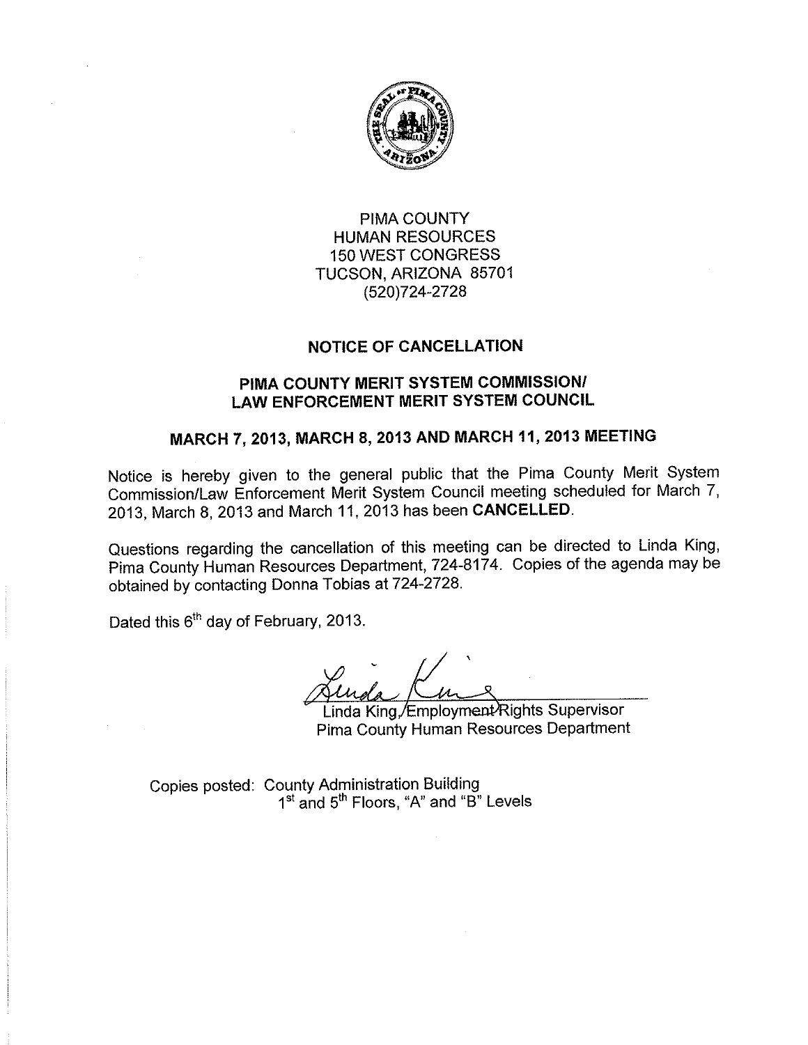PIMA COUNTY
HUMAN RESOURCES
150 WEST CONGRESS
TUCSON, ARIZONA 85701
(520)724-2728

## NOTICE OF CANCELLATION

## PIMA COUNTY MERIT SYSTEM COMMISSION/ LAW ENFORCEMENT MERIT SYSTEM COUNCIL

## MARCH 7, 2013, MARCH 8, 2013 AND MARCH 11, 2013 MEETING

Notice is hereby given to the general public that the Pima County Merit System Commission/Law Enforcement Merit System Council meeting scheduled for March 7, 2013, March 8, 2013 and March 11, 2013 has been **CANCELLED**.

Questions regarding the cancellation of this meeting can be directed to Linda King, Pima County Human Resources Department, 724-8174. Copies of the agenda may be obtained by contacting Donna Tobias at 724-2728.

Dated this 6th day of February, 2013.

Linda King, Employment Rights Supervisor
Pima County Human Resources Department

Copies posted: County Administration Building
1st and 5th Floors, "A" and "B" Levels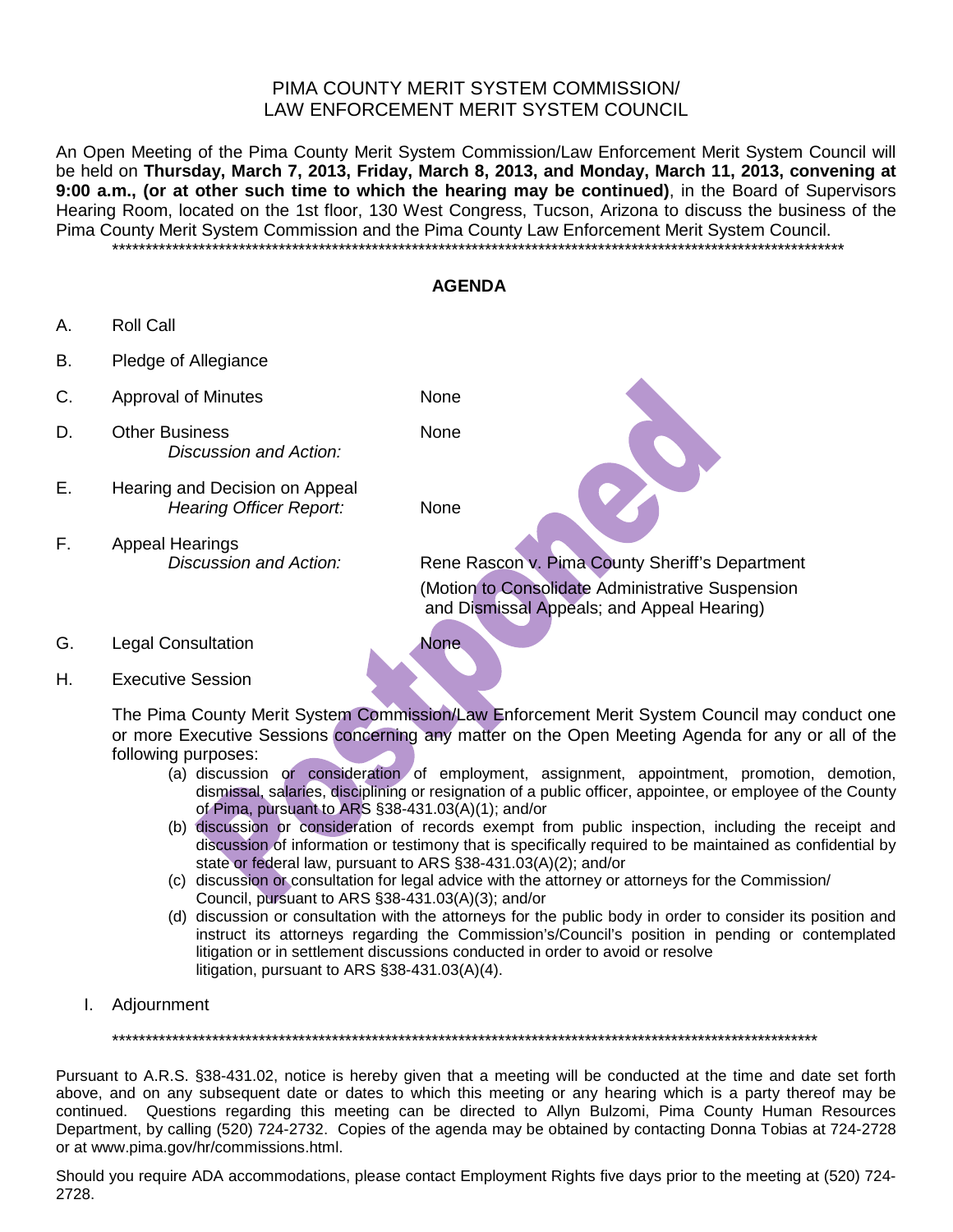# PIMA COUNTY MERIT SYSTEM COMMISSION/ LAW ENFORCEMENT MERIT SYSTEM COUNCIL

An Open Meeting of the Pima County Merit System Commission/Law Enforcement Merit System Council will be held on **Thursday, March 7, 2013, Friday, March 8, 2013, and Monday, March 11, 2013, convening at 9:00 a.m., (or at other such time to which the hearing may be continued)**, in the Board of Supervisors Hearing Room, located on the 1st floor, 130 West Congress, Tucson, Arizona to discuss the business of the Pima County Merit System Commission and the Pima County Law Enforcement Merit System Council.

*************************************************************************************************************

Postponed

## AGENDA

A. Roll Call

B. Pledge of Allegiance

C. Approval of Minutes — None

D. Other Business — None
*Discussion and Action:*

E. Hearing and Decision on Appeal
*Hearing Officer Report:* — None

F. Appeal Hearings
*Discussion and Action:* — Rene Rascon v. Pima County Sheriff's Department
(Motion to Consolidate Administrative Suspension and Dismissal Appeals; and Appeal Hearing)

G. Legal Consultation — None

H. Executive Session

The Pima County Merit System Commission/Law Enforcement Merit System Council may conduct one or more Executive Sessions concerning any matter on the Open Meeting Agenda for any or all of the following purposes:

(a) discussion or consideration of employment, assignment, appointment, promotion, demotion, dismissal, salaries, disciplining or resignation of a public officer, appointee, or employee of the County of Pima, pursuant to ARS §38-431.03(A)(1); and/or

(b) discussion or consideration of records exempt from public inspection, including the receipt and discussion of information or testimony that is specifically required to be maintained as confidential by state or federal law, pursuant to ARS §38-431.03(A)(2); and/or

(c) discussion or consultation for legal advice with the attorney or attorneys for the Commission/ Council, pursuant to ARS §38-431.03(A)(3); and/or

(d) discussion or consultation with the attorneys for the public body in order to consider its position and instruct its attorneys regarding the Commission's/Council's position in pending or contemplated litigation or in settlement discussions conducted in order to avoid or resolve litigation, pursuant to ARS §38-431.03(A)(4).

I. Adjournment

*************************************************************************************************************

Pursuant to A.R.S. §38-431.02, notice is hereby given that a meeting will be conducted at the time and date set forth above, and on any subsequent date or dates to which this meeting or any hearing which is a party thereof may be continued. Questions regarding this meeting can be directed to Allyn Bulzomi, Pima County Human Resources Department, by calling (520) 724-2732. Copies of the agenda may be obtained by contacting Donna Tobias at 724-2728 or at www.pima.gov/hr/commissions.html.

Should you require ADA accommodations, please contact Employment Rights five days prior to the meeting at (520) 724-2728.